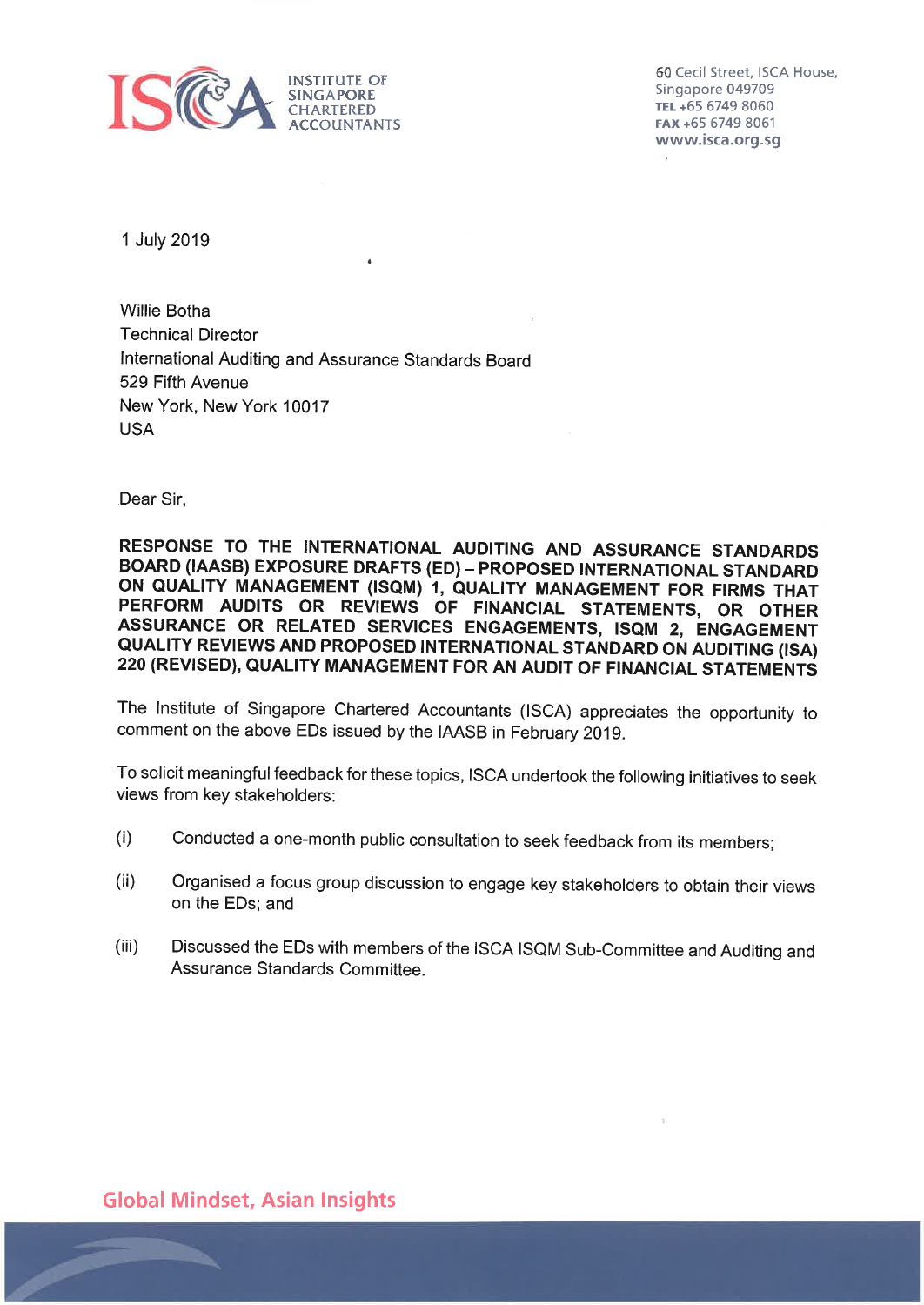INSTITUTE OF SINGAPORE CHARTERED ACCOUNTANTS

60 Cecil Street, ISCA House,
Singapore 049709
**TEL** +65 6749 8060
**FAX** +65 6749 8061
**www.isca.org.sg**

1 July 2019

Willie Botha
Technical Director
International Auditing and Assurance Standards Board
529 Fifth Avenue
New York, New York 10017
USA

Dear Sir,

**RESPONSE TO THE INTERNATIONAL AUDITING AND ASSURANCE STANDARDS BOARD (IAASB) EXPOSURE DRAFTS (ED) – PROPOSED INTERNATIONAL STANDARD ON QUALITY MANAGEMENT (ISQM) 1, QUALITY MANAGEMENT FOR FIRMS THAT PERFORM AUDITS OR REVIEWS OF FINANCIAL STATEMENTS, OR OTHER ASSURANCE OR RELATED SERVICES ENGAGEMENTS, ISQM 2, ENGAGEMENT QUALITY REVIEWS AND PROPOSED INTERNATIONAL STANDARD ON AUDITING (ISA) 220 (REVISED), QUALITY MANAGEMENT FOR AN AUDIT OF FINANCIAL STATEMENTS**

The Institute of Singapore Chartered Accountants (ISCA) appreciates the opportunity to comment on the above EDs issued by the IAASB in February 2019.

To solicit meaningful feedback for these topics, ISCA undertook the following initiatives to seek views from key stakeholders:

(i) Conducted a one-month public consultation to seek feedback from its members;

(ii) Organised a focus group discussion to engage key stakeholders to obtain their views on the EDs; and

(iii) Discussed the EDs with members of the ISCA ISQM Sub-Committee and Auditing and Assurance Standards Committee.

Global Mindset, Asian Insights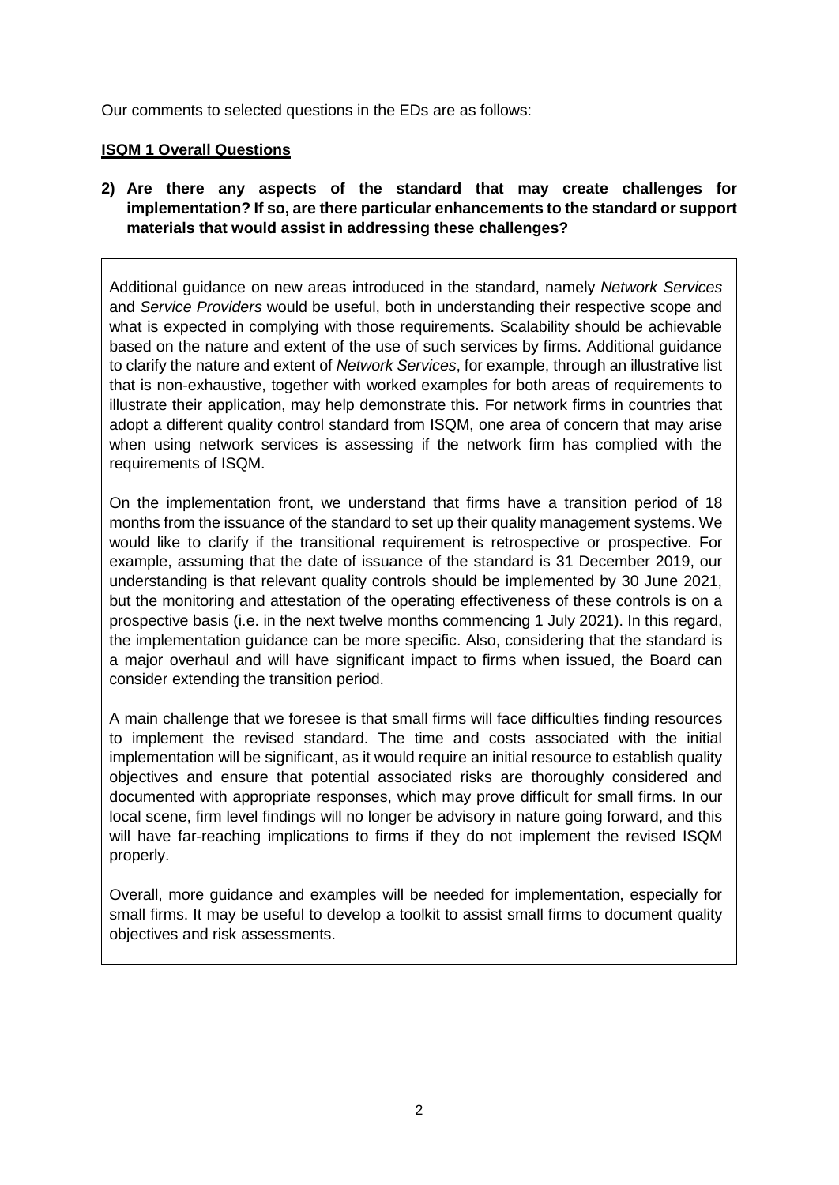Our comments to selected questions in the EDs are as follows:

**ISQM 1 Overall Questions**

**2) Are there any aspects of the standard that may create challenges for implementation? If so, are there particular enhancements to the standard or support materials that would assist in addressing these challenges?**

Additional guidance on new areas introduced in the standard, namely *Network Services* and *Service Providers* would be useful, both in understanding their respective scope and what is expected in complying with those requirements. Scalability should be achievable based on the nature and extent of the use of such services by firms. Additional guidance to clarify the nature and extent of *Network Services*, for example, through an illustrative list that is non-exhaustive, together with worked examples for both areas of requirements to illustrate their application, may help demonstrate this. For network firms in countries that adopt a different quality control standard from ISQM, one area of concern that may arise when using network services is assessing if the network firm has complied with the requirements of ISQM.

On the implementation front, we understand that firms have a transition period of 18 months from the issuance of the standard to set up their quality management systems. We would like to clarify if the transitional requirement is retrospective or prospective. For example, assuming that the date of issuance of the standard is 31 December 2019, our understanding is that relevant quality controls should be implemented by 30 June 2021, but the monitoring and attestation of the operating effectiveness of these controls is on a prospective basis (i.e. in the next twelve months commencing 1 July 2021). In this regard, the implementation guidance can be more specific. Also, considering that the standard is a major overhaul and will have significant impact to firms when issued, the Board can consider extending the transition period.

A main challenge that we foresee is that small firms will face difficulties finding resources to implement the revised standard. The time and costs associated with the initial implementation will be significant, as it would require an initial resource to establish quality objectives and ensure that potential associated risks are thoroughly considered and documented with appropriate responses, which may prove difficult for small firms. In our local scene, firm level findings will no longer be advisory in nature going forward, and this will have far-reaching implications to firms if they do not implement the revised ISQM properly.

Overall, more guidance and examples will be needed for implementation, especially for small firms. It may be useful to develop a toolkit to assist small firms to document quality objectives and risk assessments.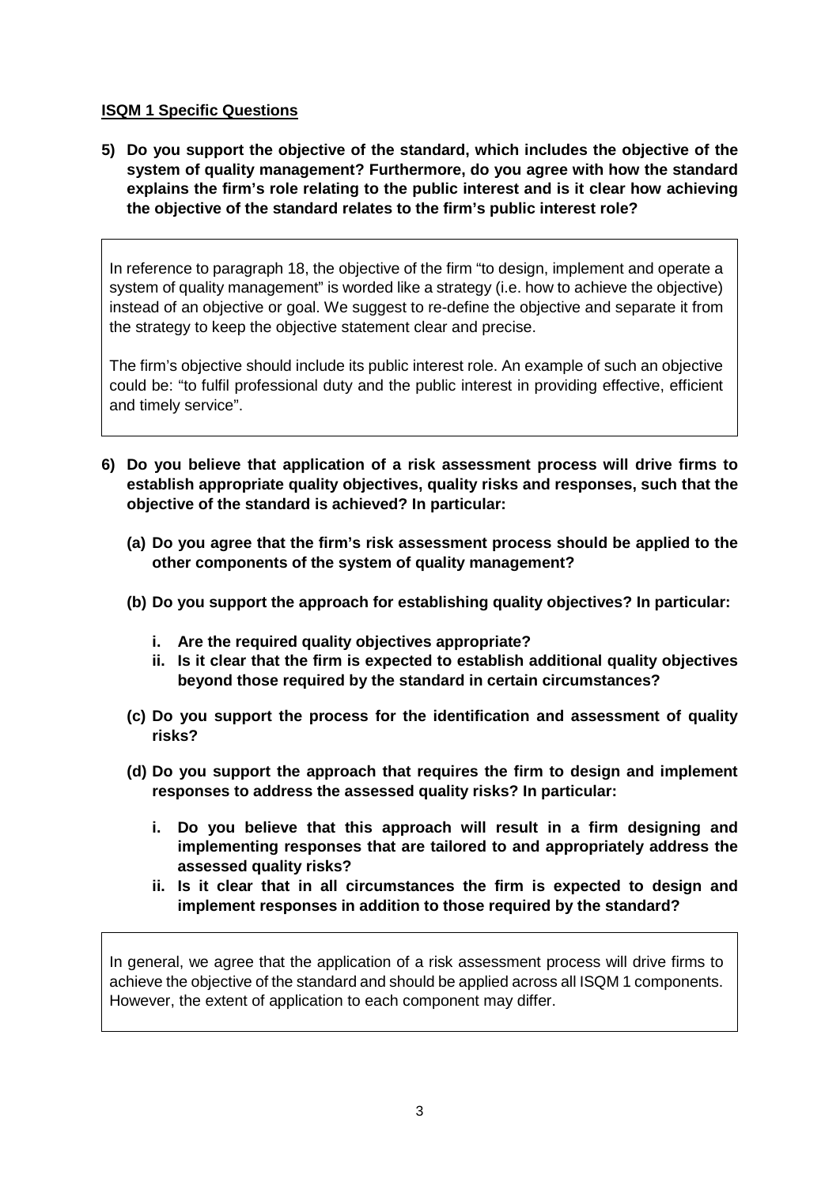**ISQM 1 Specific Questions**

**5) Do you support the objective of the standard, which includes the objective of the system of quality management? Furthermore, do you agree with how the standard explains the firm's role relating to the public interest and is it clear how achieving the objective of the standard relates to the firm's public interest role?**

In reference to paragraph 18, the objective of the firm "to design, implement and operate a system of quality management" is worded like a strategy (i.e. how to achieve the objective) instead of an objective or goal. We suggest to re-define the objective and separate it from the strategy to keep the objective statement clear and precise.

The firm's objective should include its public interest role. An example of such an objective could be: "to fulfil professional duty and the public interest in providing effective, efficient and timely service".

**6) Do you believe that application of a risk assessment process will drive firms to establish appropriate quality objectives, quality risks and responses, such that the objective of the standard is achieved? In particular:**

**(a) Do you agree that the firm's risk assessment process should be applied to the other components of the system of quality management?**

**(b) Do you support the approach for establishing quality objectives? In particular:**

**i. Are the required quality objectives appropriate?**

**ii. Is it clear that the firm is expected to establish additional quality objectives beyond those required by the standard in certain circumstances?**

**(c) Do you support the process for the identification and assessment of quality risks?**

**(d) Do you support the approach that requires the firm to design and implement responses to address the assessed quality risks? In particular:**

**i. Do you believe that this approach will result in a firm designing and implementing responses that are tailored to and appropriately address the assessed quality risks?**

**ii. Is it clear that in all circumstances the firm is expected to design and implement responses in addition to those required by the standard?**

In general, we agree that the application of a risk assessment process will drive firms to achieve the objective of the standard and should be applied across all ISQM 1 components. However, the extent of application to each component may differ.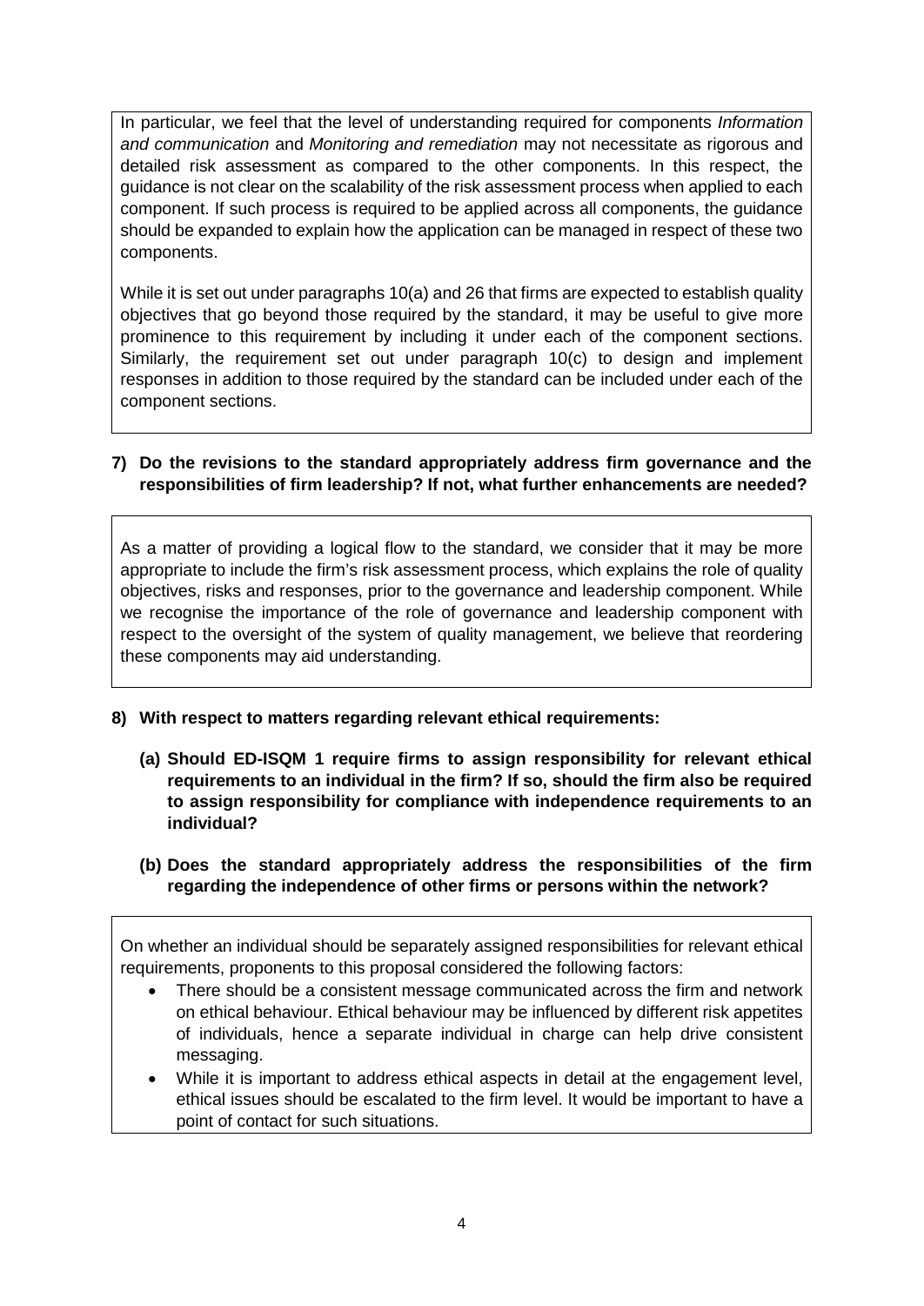In particular, we feel that the level of understanding required for components *Information and communication* and *Monitoring and remediation* may not necessitate as rigorous and detailed risk assessment as compared to the other components. In this respect, the guidance is not clear on the scalability of the risk assessment process when applied to each component. If such process is required to be applied across all components, the guidance should be expanded to explain how the application can be managed in respect of these two components.

While it is set out under paragraphs 10(a) and 26 that firms are expected to establish quality objectives that go beyond those required by the standard, it may be useful to give more prominence to this requirement by including it under each of the component sections. Similarly, the requirement set out under paragraph 10(c) to design and implement responses in addition to those required by the standard can be included under each of the component sections.

**7) Do the revisions to the standard appropriately address firm governance and the responsibilities of firm leadership? If not, what further enhancements are needed?**

As a matter of providing a logical flow to the standard, we consider that it may be more appropriate to include the firm's risk assessment process, which explains the role of quality objectives, risks and responses, prior to the governance and leadership component. While we recognise the importance of the role of governance and leadership component with respect to the oversight of the system of quality management, we believe that reordering these components may aid understanding.

**8) With respect to matters regarding relevant ethical requirements:**

**(a) Should ED-ISQM 1 require firms to assign responsibility for relevant ethical requirements to an individual in the firm? If so, should the firm also be required to assign responsibility for compliance with independence requirements to an individual?**

**(b) Does the standard appropriately address the responsibilities of the firm regarding the independence of other firms or persons within the network?**

On whether an individual should be separately assigned responsibilities for relevant ethical requirements, proponents to this proposal considered the following factors:

- There should be a consistent message communicated across the firm and network on ethical behaviour. Ethical behaviour may be influenced by different risk appetites of individuals, hence a separate individual in charge can help drive consistent messaging.
- While it is important to address ethical aspects in detail at the engagement level, ethical issues should be escalated to the firm level. It would be important to have a point of contact for such situations.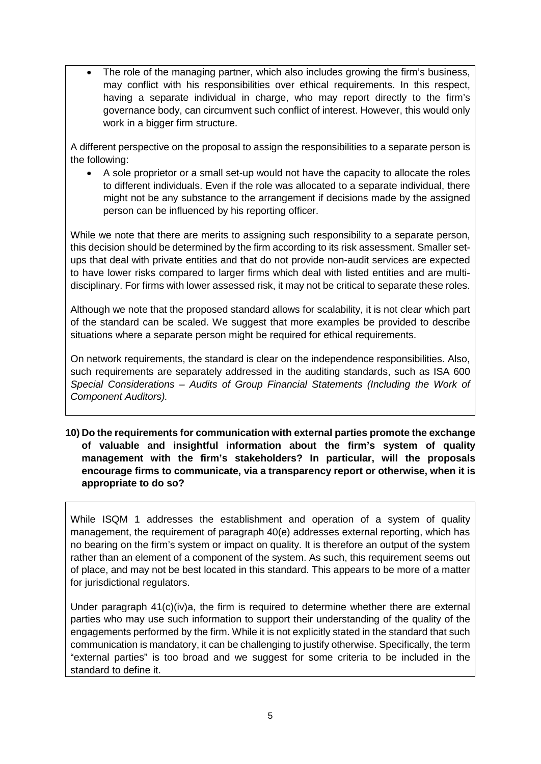- The role of the managing partner, which also includes growing the firm's business, may conflict with his responsibilities over ethical requirements. In this respect, having a separate individual in charge, who may report directly to the firm's governance body, can circumvent such conflict of interest. However, this would only work in a bigger firm structure.

A different perspective on the proposal to assign the responsibilities to a separate person is the following:

- A sole proprietor or a small set-up would not have the capacity to allocate the roles to different individuals. Even if the role was allocated to a separate individual, there might not be any substance to the arrangement if decisions made by the assigned person can be influenced by his reporting officer.

While we note that there are merits to assigning such responsibility to a separate person, this decision should be determined by the firm according to its risk assessment. Smaller set-ups that deal with private entities and that do not provide non-audit services are expected to have lower risks compared to larger firms which deal with listed entities and are multi-disciplinary. For firms with lower assessed risk, it may not be critical to separate these roles.

Although we note that the proposed standard allows for scalability, it is not clear which part of the standard can be scaled. We suggest that more examples be provided to describe situations where a separate person might be required for ethical requirements.

On network requirements, the standard is clear on the independence responsibilities. Also, such requirements are separately addressed in the auditing standards, such as ISA 600 *Special Considerations – Audits of Group Financial Statements (Including the Work of Component Auditors).*

**10) Do the requirements for communication with external parties promote the exchange of valuable and insightful information about the firm's system of quality management with the firm's stakeholders? In particular, will the proposals encourage firms to communicate, via a transparency report or otherwise, when it is appropriate to do so?**

While ISQM 1 addresses the establishment and operation of a system of quality management, the requirement of paragraph 40(e) addresses external reporting, which has no bearing on the firm's system or impact on quality. It is therefore an output of the system rather than an element of a component of the system. As such, this requirement seems out of place, and may not be best located in this standard. This appears to be more of a matter for jurisdictional regulators.

Under paragraph 41(c)(iv)a, the firm is required to determine whether there are external parties who may use such information to support their understanding of the quality of the engagements performed by the firm. While it is not explicitly stated in the standard that such communication is mandatory, it can be challenging to justify otherwise. Specifically, the term "external parties" is too broad and we suggest for some criteria to be included in the standard to define it.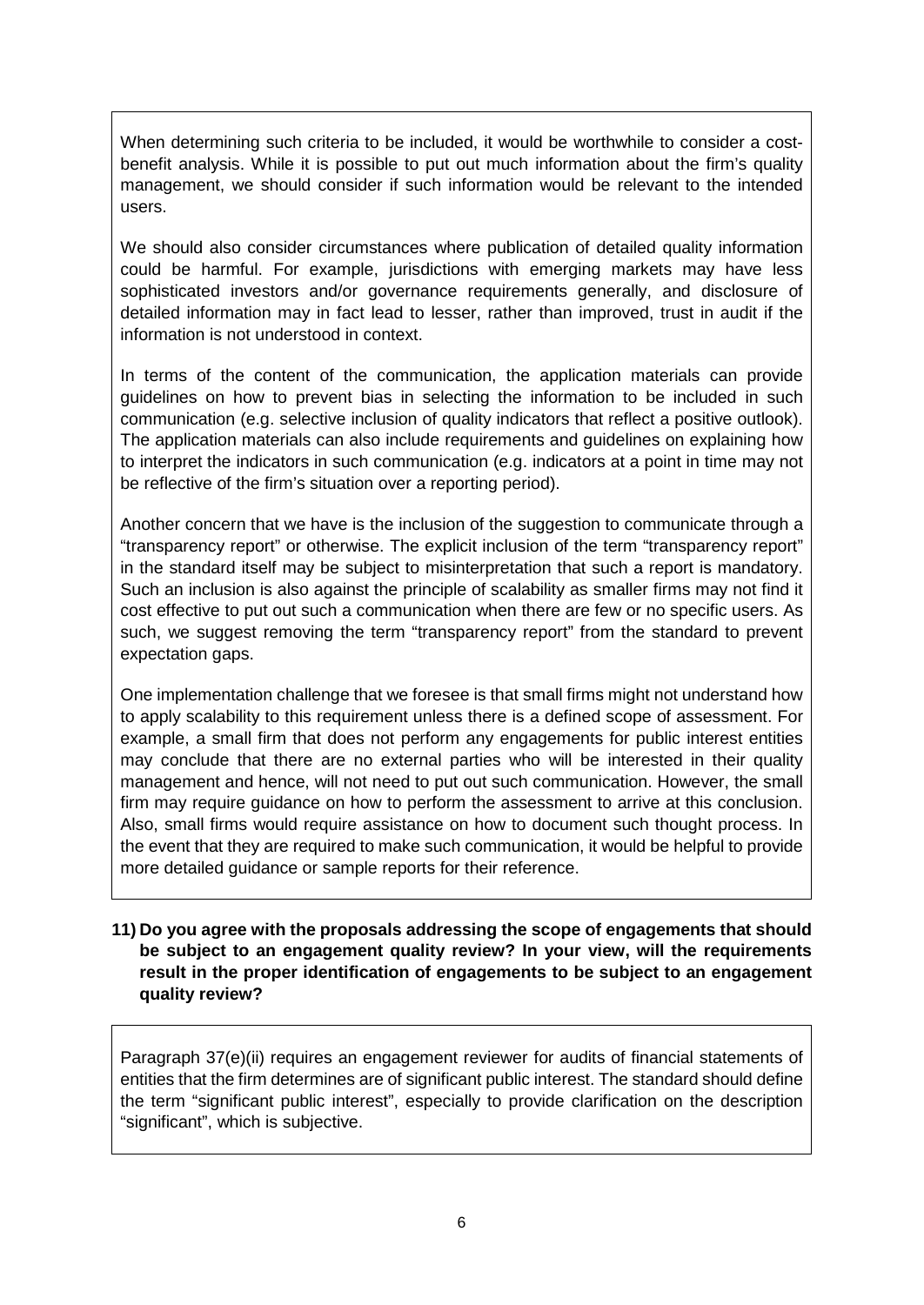When determining such criteria to be included, it would be worthwhile to consider a cost-benefit analysis. While it is possible to put out much information about the firm's quality management, we should consider if such information would be relevant to the intended users.

We should also consider circumstances where publication of detailed quality information could be harmful. For example, jurisdictions with emerging markets may have less sophisticated investors and/or governance requirements generally, and disclosure of detailed information may in fact lead to lesser, rather than improved, trust in audit if the information is not understood in context.

In terms of the content of the communication, the application materials can provide guidelines on how to prevent bias in selecting the information to be included in such communication (e.g. selective inclusion of quality indicators that reflect a positive outlook). The application materials can also include requirements and guidelines on explaining how to interpret the indicators in such communication (e.g. indicators at a point in time may not be reflective of the firm's situation over a reporting period).

Another concern that we have is the inclusion of the suggestion to communicate through a "transparency report" or otherwise. The explicit inclusion of the term "transparency report" in the standard itself may be subject to misinterpretation that such a report is mandatory. Such an inclusion is also against the principle of scalability as smaller firms may not find it cost effective to put out such a communication when there are few or no specific users. As such, we suggest removing the term "transparency report" from the standard to prevent expectation gaps.

One implementation challenge that we foresee is that small firms might not understand how to apply scalability to this requirement unless there is a defined scope of assessment. For example, a small firm that does not perform any engagements for public interest entities may conclude that there are no external parties who will be interested in their quality management and hence, will not need to put out such communication. However, the small firm may require guidance on how to perform the assessment to arrive at this conclusion. Also, small firms would require assistance on how to document such thought process. In the event that they are required to make such communication, it would be helpful to provide more detailed guidance or sample reports for their reference.

**11) Do you agree with the proposals addressing the scope of engagements that should be subject to an engagement quality review? In your view, will the requirements result in the proper identification of engagements to be subject to an engagement quality review?**

Paragraph 37(e)(ii) requires an engagement reviewer for audits of financial statements of entities that the firm determines are of significant public interest. The standard should define the term "significant public interest", especially to provide clarification on the description "significant", which is subjective.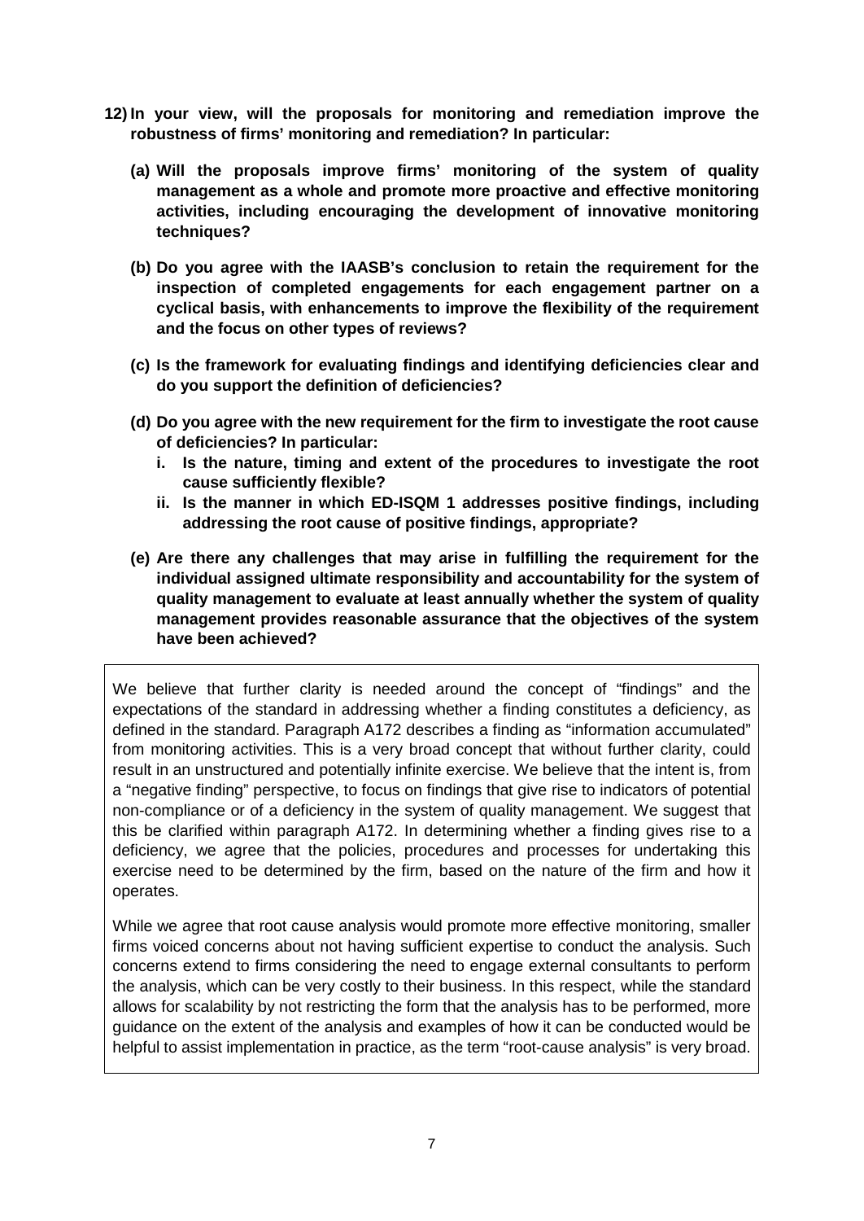**12) In your view, will the proposals for monitoring and remediation improve the robustness of firms' monitoring and remediation? In particular:**

**(a) Will the proposals improve firms' monitoring of the system of quality management as a whole and promote more proactive and effective monitoring activities, including encouraging the development of innovative monitoring techniques?**

**(b) Do you agree with the IAASB's conclusion to retain the requirement for the inspection of completed engagements for each engagement partner on a cyclical basis, with enhancements to improve the flexibility of the requirement and the focus on other types of reviews?**

**(c) Is the framework for evaluating findings and identifying deficiencies clear and do you support the definition of deficiencies?**

**(d) Do you agree with the new requirement for the firm to investigate the root cause of deficiencies? In particular:**

**i. Is the nature, timing and extent of the procedures to investigate the root cause sufficiently flexible?**

**ii. Is the manner in which ED-ISQM 1 addresses positive findings, including addressing the root cause of positive findings, appropriate?**

**(e) Are there any challenges that may arise in fulfilling the requirement for the individual assigned ultimate responsibility and accountability for the system of quality management to evaluate at least annually whether the system of quality management provides reasonable assurance that the objectives of the system have been achieved?**

We believe that further clarity is needed around the concept of "findings" and the expectations of the standard in addressing whether a finding constitutes a deficiency, as defined in the standard. Paragraph A172 describes a finding as "information accumulated" from monitoring activities. This is a very broad concept that without further clarity, could result in an unstructured and potentially infinite exercise. We believe that the intent is, from a "negative finding" perspective, to focus on findings that give rise to indicators of potential non-compliance or of a deficiency in the system of quality management. We suggest that this be clarified within paragraph A172. In determining whether a finding gives rise to a deficiency, we agree that the policies, procedures and processes for undertaking this exercise need to be determined by the firm, based on the nature of the firm and how it operates.

While we agree that root cause analysis would promote more effective monitoring, smaller firms voiced concerns about not having sufficient expertise to conduct the analysis. Such concerns extend to firms considering the need to engage external consultants to perform the analysis, which can be very costly to their business. In this respect, while the standard allows for scalability by not restricting the form that the analysis has to be performed, more guidance on the extent of the analysis and examples of how it can be conducted would be helpful to assist implementation in practice, as the term "root-cause analysis" is very broad.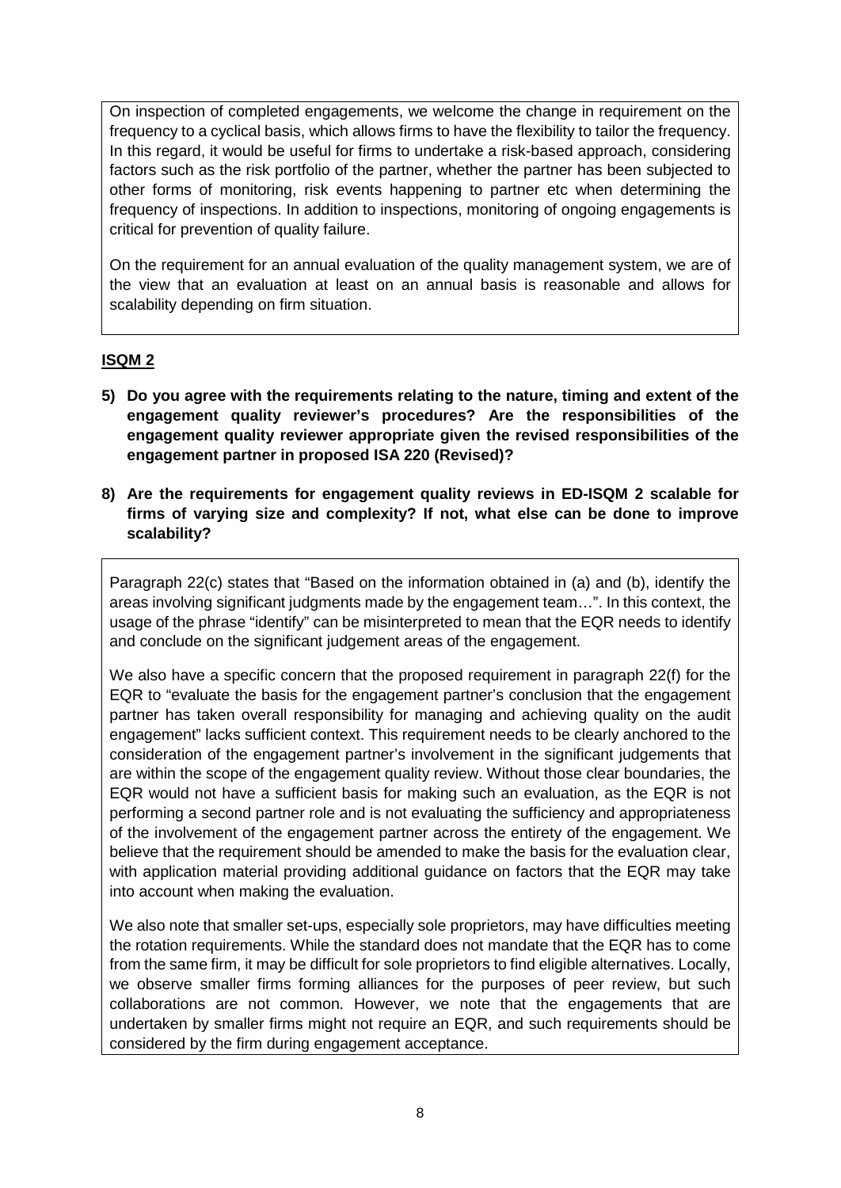On inspection of completed engagements, we welcome the change in requirement on the frequency to a cyclical basis, which allows firms to have the flexibility to tailor the frequency. In this regard, it would be useful for firms to undertake a risk-based approach, considering factors such as the risk portfolio of the partner, whether the partner has been subjected to other forms of monitoring, risk events happening to partner etc when determining the frequency of inspections. In addition to inspections, monitoring of ongoing engagements is critical for prevention of quality failure.

On the requirement for an annual evaluation of the quality management system, we are of the view that an evaluation at least on an annual basis is reasonable and allows for scalability depending on firm situation.

## ISQM 2

5) **Do you agree with the requirements relating to the nature, timing and extent of the engagement quality reviewer's procedures? Are the responsibilities of the engagement quality reviewer appropriate given the revised responsibilities of the engagement partner in proposed ISA 220 (Revised)?**

8) **Are the requirements for engagement quality reviews in ED-ISQM 2 scalable for firms of varying size and complexity? If not, what else can be done to improve scalability?**

Paragraph 22(c) states that "Based on the information obtained in (a) and (b), identify the areas involving significant judgments made by the engagement team…". In this context, the usage of the phrase "identify" can be misinterpreted to mean that the EQR needs to identify and conclude on the significant judgement areas of the engagement.

We also have a specific concern that the proposed requirement in paragraph 22(f) for the EQR to "evaluate the basis for the engagement partner's conclusion that the engagement partner has taken overall responsibility for managing and achieving quality on the audit engagement" lacks sufficient context. This requirement needs to be clearly anchored to the consideration of the engagement partner's involvement in the significant judgements that are within the scope of the engagement quality review. Without those clear boundaries, the EQR would not have a sufficient basis for making such an evaluation, as the EQR is not performing a second partner role and is not evaluating the sufficiency and appropriateness of the involvement of the engagement partner across the entirety of the engagement. We believe that the requirement should be amended to make the basis for the evaluation clear, with application material providing additional guidance on factors that the EQR may take into account when making the evaluation.

We also note that smaller set-ups, especially sole proprietors, may have difficulties meeting the rotation requirements. While the standard does not mandate that the EQR has to come from the same firm, it may be difficult for sole proprietors to find eligible alternatives. Locally, we observe smaller firms forming alliances for the purposes of peer review, but such collaborations are not common. However, we note that the engagements that are undertaken by smaller firms might not require an EQR, and such requirements should be considered by the firm during engagement acceptance.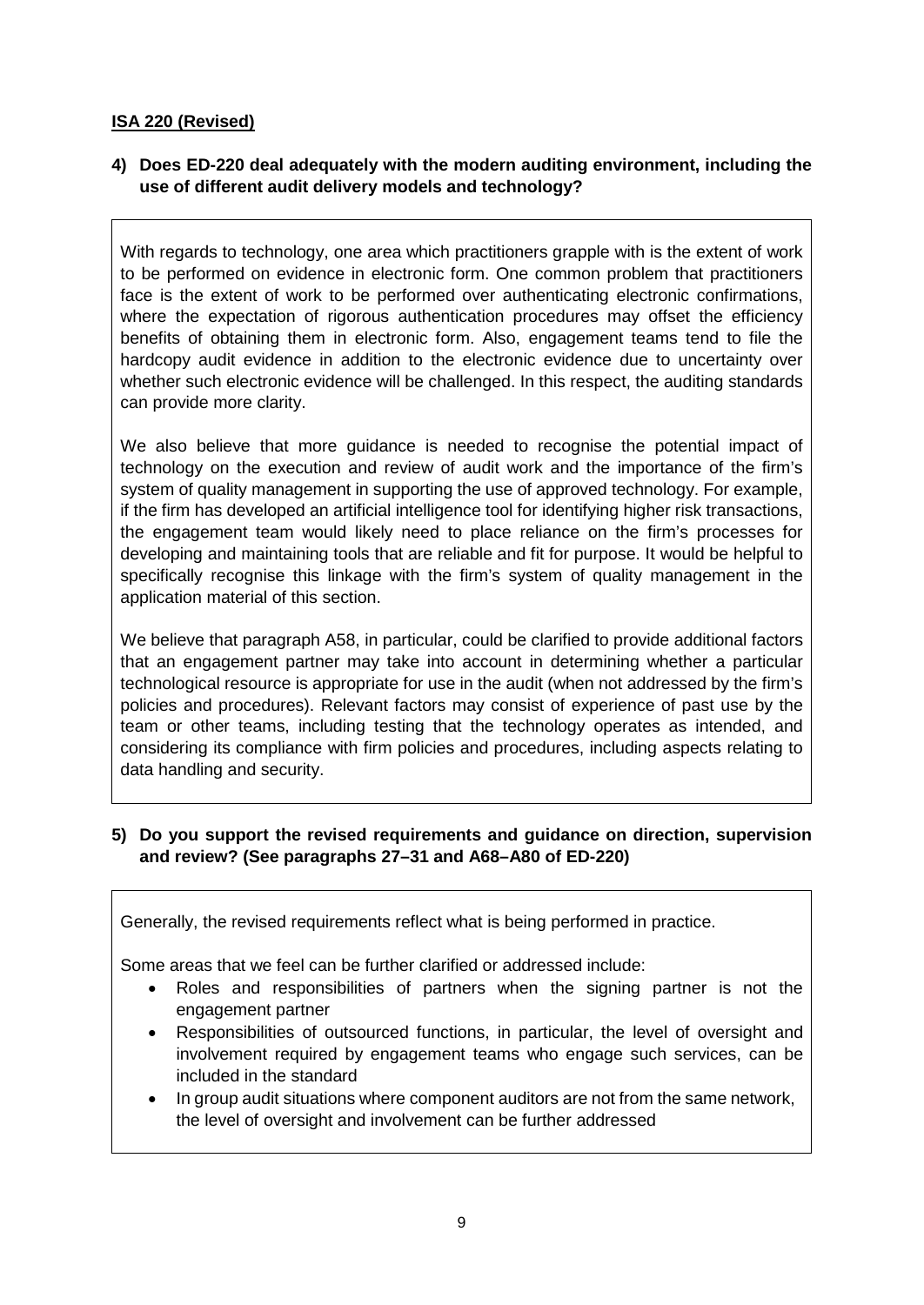**ISA 220 (Revised)**

**4) Does ED-220 deal adequately with the modern auditing environment, including the use of different audit delivery models and technology?**

With regards to technology, one area which practitioners grapple with is the extent of work to be performed on evidence in electronic form. One common problem that practitioners face is the extent of work to be performed over authenticating electronic confirmations, where the expectation of rigorous authentication procedures may offset the efficiency benefits of obtaining them in electronic form. Also, engagement teams tend to file the hardcopy audit evidence in addition to the electronic evidence due to uncertainty over whether such electronic evidence will be challenged. In this respect, the auditing standards can provide more clarity.

We also believe that more guidance is needed to recognise the potential impact of technology on the execution and review of audit work and the importance of the firm's system of quality management in supporting the use of approved technology. For example, if the firm has developed an artificial intelligence tool for identifying higher risk transactions, the engagement team would likely need to place reliance on the firm's processes for developing and maintaining tools that are reliable and fit for purpose. It would be helpful to specifically recognise this linkage with the firm's system of quality management in the application material of this section.

We believe that paragraph A58, in particular, could be clarified to provide additional factors that an engagement partner may take into account in determining whether a particular technological resource is appropriate for use in the audit (when not addressed by the firm's policies and procedures). Relevant factors may consist of experience of past use by the team or other teams, including testing that the technology operates as intended, and considering its compliance with firm policies and procedures, including aspects relating to data handling and security.

**5) Do you support the revised requirements and guidance on direction, supervision and review? (See paragraphs 27–31 and A68–A80 of ED-220)**

Generally, the revised requirements reflect what is being performed in practice.

Some areas that we feel can be further clarified or addressed include:

- Roles and responsibilities of partners when the signing partner is not the engagement partner
- Responsibilities of outsourced functions, in particular, the level of oversight and involvement required by engagement teams who engage such services, can be included in the standard
- In group audit situations where component auditors are not from the same network, the level of oversight and involvement can be further addressed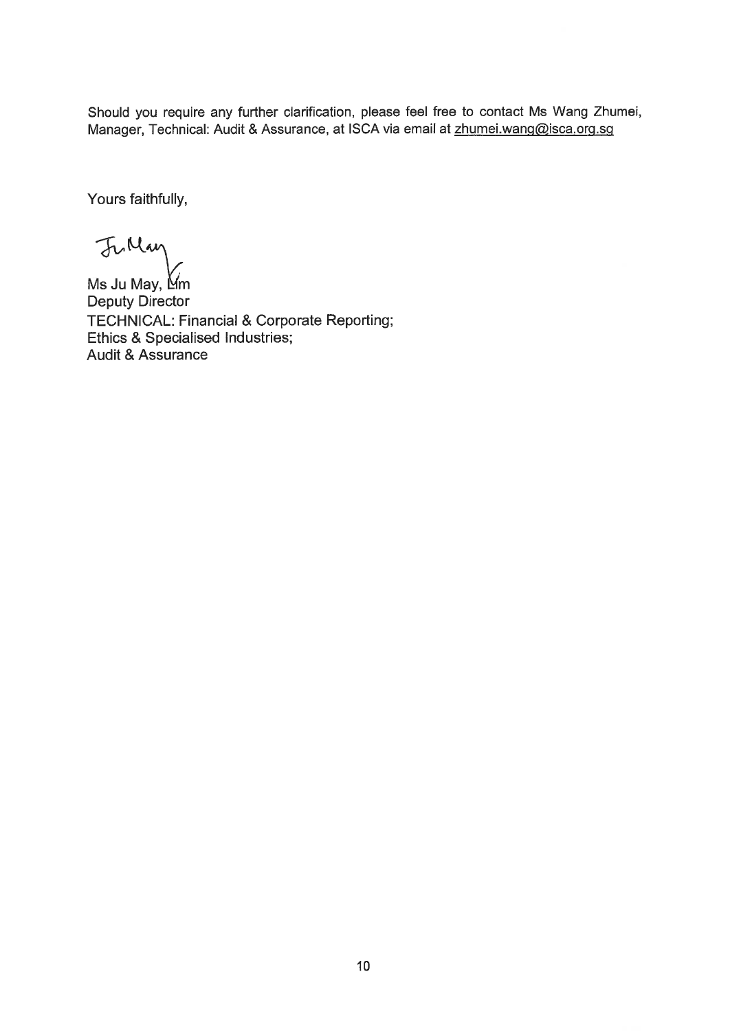Should you require any further clarification, please feel free to contact Ms Wang Zhumei, Manager, Technical: Audit & Assurance, at ISCA via email at zhumei.wang@isca.org.sg

Yours faithfully,

Ms Ju May, Lim
Deputy Director
TECHNICAL: Financial & Corporate Reporting;
Ethics & Specialised Industries;
Audit & Assurance